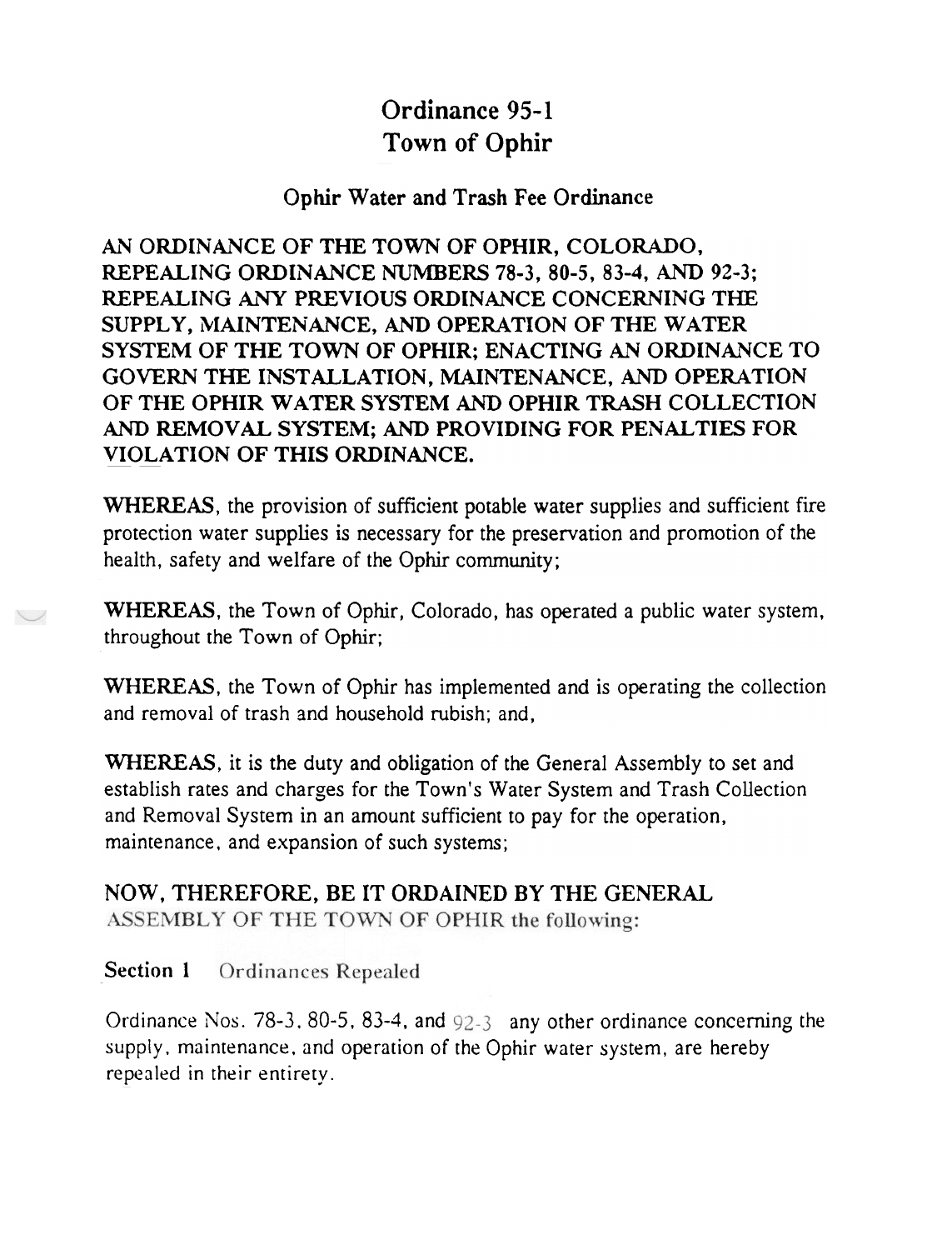# Ordinance 95-1
# Town of Ophir

## Ophir Water and Trash Fee Ordinance

**AN ORDINANCE OF THE TOWN OF OPHIR, COLORADO, REPEALING ORDINANCE NUMBERS 78-3, 80-5, 83-4, AND 92-3; REPEALING ANY PREVIOUS ORDINANCE CONCERNING THE SUPPLY, MAINTENANCE, AND OPERATION OF THE WATER SYSTEM OF THE TOWN OF OPHIR; ENACTING AN ORDINANCE TO GOVERN THE INSTALLATION, MAINTENANCE, AND OPERATION OF THE OPHIR WATER SYSTEM AND OPHIR TRASH COLLECTION AND REMOVAL SYSTEM; AND PROVIDING FOR PENALTIES FOR VIOLATION OF THIS ORDINANCE.**

**WHEREAS**, the provision of sufficient potable water supplies and sufficient fire protection water supplies is necessary for the preservation and promotion of the health, safety and welfare of the Ophir community;

**WHEREAS**, the Town of Ophir, Colorado, has operated a public water system, throughout the Town of Ophir;

**WHEREAS**, the Town of Ophir has implemented and is operating the collection and removal of trash and household rubish; and,

**WHEREAS**, it is the duty and obligation of the General Assembly to set and establish rates and charges for the Town's Water System and Trash Collection and Removal System in an amount sufficient to pay for the operation, maintenance, and expansion of such systems;

**NOW, THEREFORE, BE IT ORDAINED BY THE GENERAL ASSEMBLY OF THE TOWN OF OPHIR the following:**

**Section 1** Ordinances Repealed

Ordinance Nos. 78-3, 80-5, 83-4, and 92-3 any other ordinance concerning the supply, maintenance, and operation of the Ophir water system, are hereby repealed in their entirety.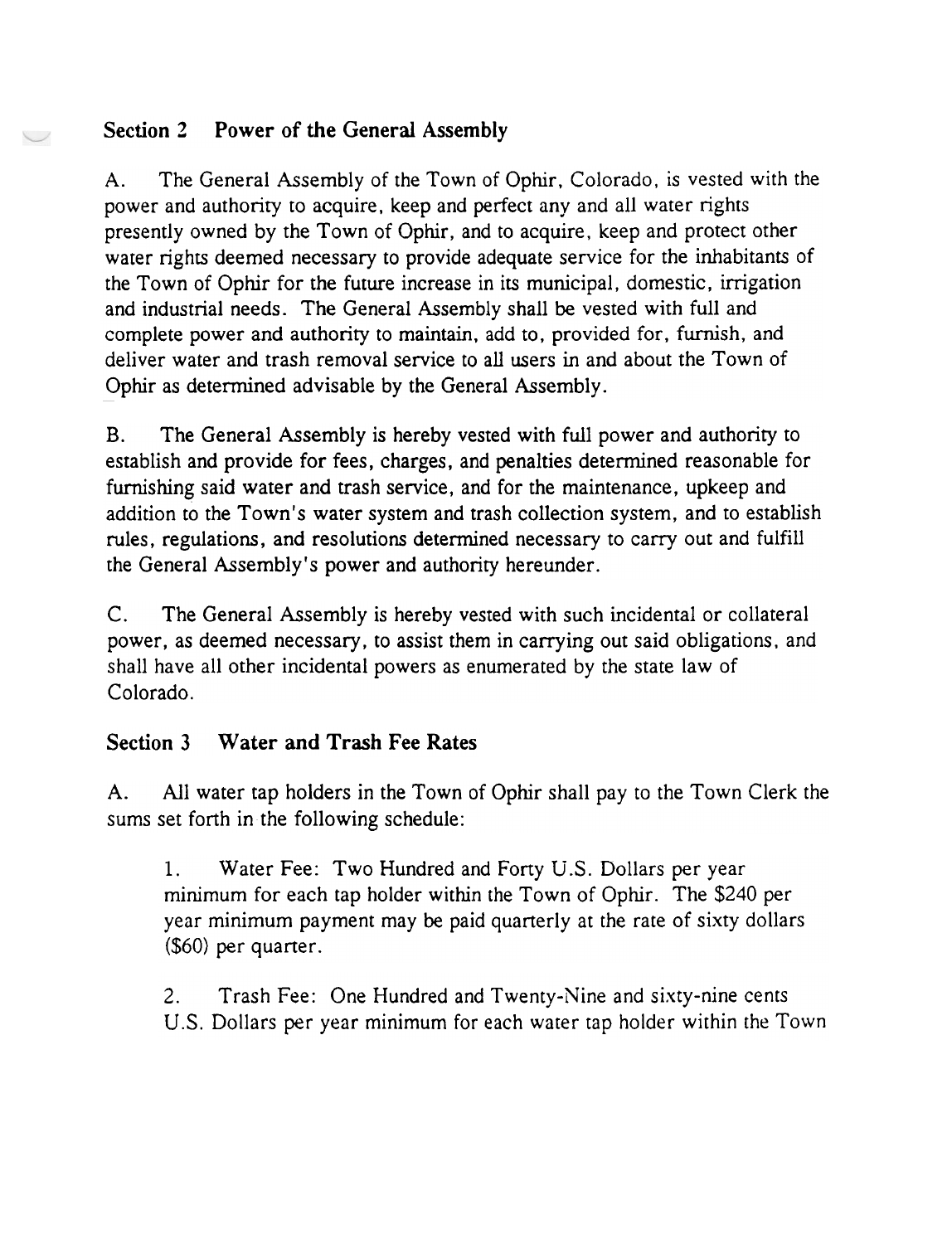## Section 2 Power of the General Assembly

A. The General Assembly of the Town of Ophir, Colorado, is vested with the power and authority to acquire, keep and perfect any and all water rights presently owned by the Town of Ophir, and to acquire, keep and protect other water rights deemed necessary to provide adequate service for the inhabitants of the Town of Ophir for the future increase in its municipal, domestic, irrigation and industrial needs. The General Assembly shall be vested with full and complete power and authority to maintain, add to, provided for, furnish, and deliver water and trash removal service to all users in and about the Town of Ophir as determined advisable by the General Assembly.

B. The General Assembly is hereby vested with full power and authority to establish and provide for fees, charges, and penalties determined reasonable for furnishing said water and trash service, and for the maintenance, upkeep and addition to the Town's water system and trash collection system, and to establish rules, regulations, and resolutions determined necessary to carry out and fulfill the General Assembly's power and authority hereunder.

C. The General Assembly is hereby vested with such incidental or collateral power, as deemed necessary, to assist them in carrying out said obligations, and shall have all other incidental powers as enumerated by the state law of Colorado.

## Section 3 Water and Trash Fee Rates

A. All water tap holders in the Town of Ophir shall pay to the Town Clerk the sums set forth in the following schedule:

1. Water Fee: Two Hundred and Forty U.S. Dollars per year minimum for each tap holder within the Town of Ophir. The $240 per year minimum payment may be paid quarterly at the rate of sixty dollars ($60) per quarter.

2. Trash Fee: One Hundred and Twenty-Nine and sixty-nine cents U.S. Dollars per year minimum for each water tap holder within the Town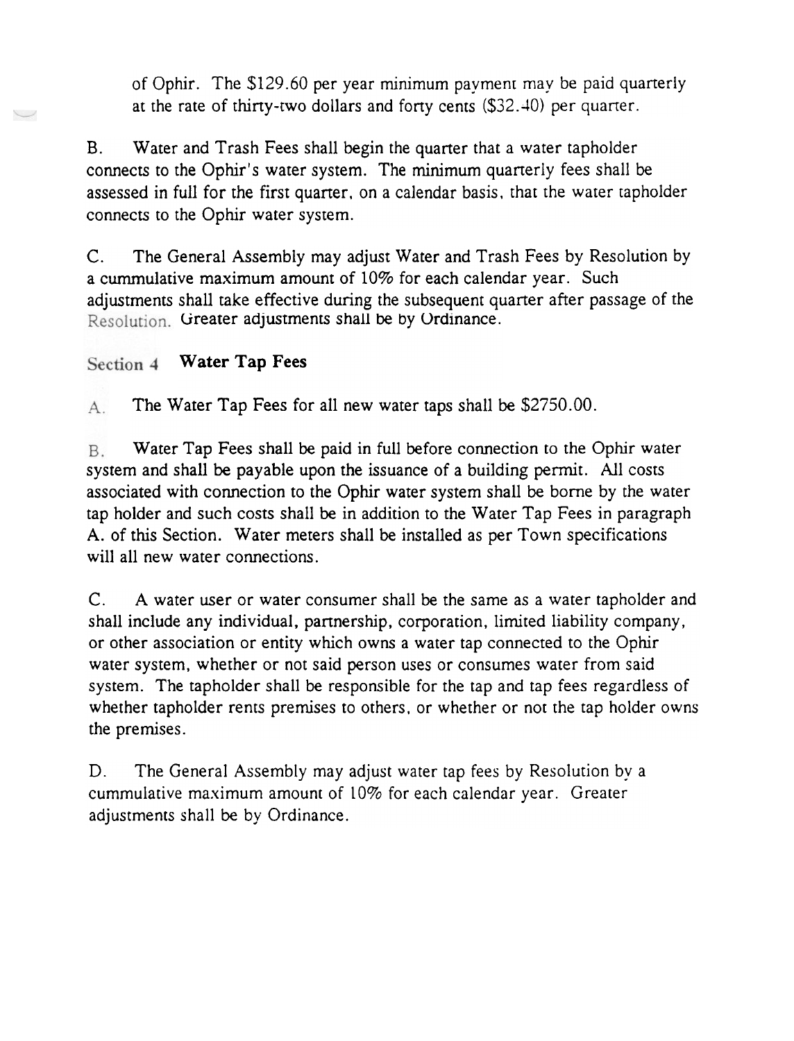of Ophir. The $129.60 per year minimum payment may be paid quarterly at the rate of thirty-two dollars and forty cents ($32.40) per quarter.

B. Water and Trash Fees shall begin the quarter that a water tapholder connects to the Ophir's water system. The minimum quarterly fees shall be assessed in full for the first quarter, on a calendar basis, that the water tapholder connects to the Ophir water system.

C. The General Assembly may adjust Water and Trash Fees by Resolution by a cummulative maximum amount of 10% for each calendar year. Such adjustments shall take effective during the subsequent quarter after passage of the Resolution. Greater adjustments shall be by Ordinance.

## Section 4 **Water Tap Fees**

A. The Water Tap Fees for all new water taps shall be $2750.00.

B. Water Tap Fees shall be paid in full before connection to the Ophir water system and shall be payable upon the issuance of a building permit. All costs associated with connection to the Ophir water system shall be borne by the water tap holder and such costs shall be in addition to the Water Tap Fees in paragraph A. of this Section. Water meters shall be installed as per Town specifications will all new water connections.

C. A water user or water consumer shall be the same as a water tapholder and shall include any individual, partnership, corporation, limited liability company, or other association or entity which owns a water tap connected to the Ophir water system, whether or not said person uses or consumes water from said system. The tapholder shall be responsible for the tap and tap fees regardless of whether tapholder rents premises to others, or whether or not the tap holder owns the premises.

D. The General Assembly may adjust water tap fees by Resolution by a cummulative maximum amount of 10% for each calendar year. Greater adjustments shall be by Ordinance.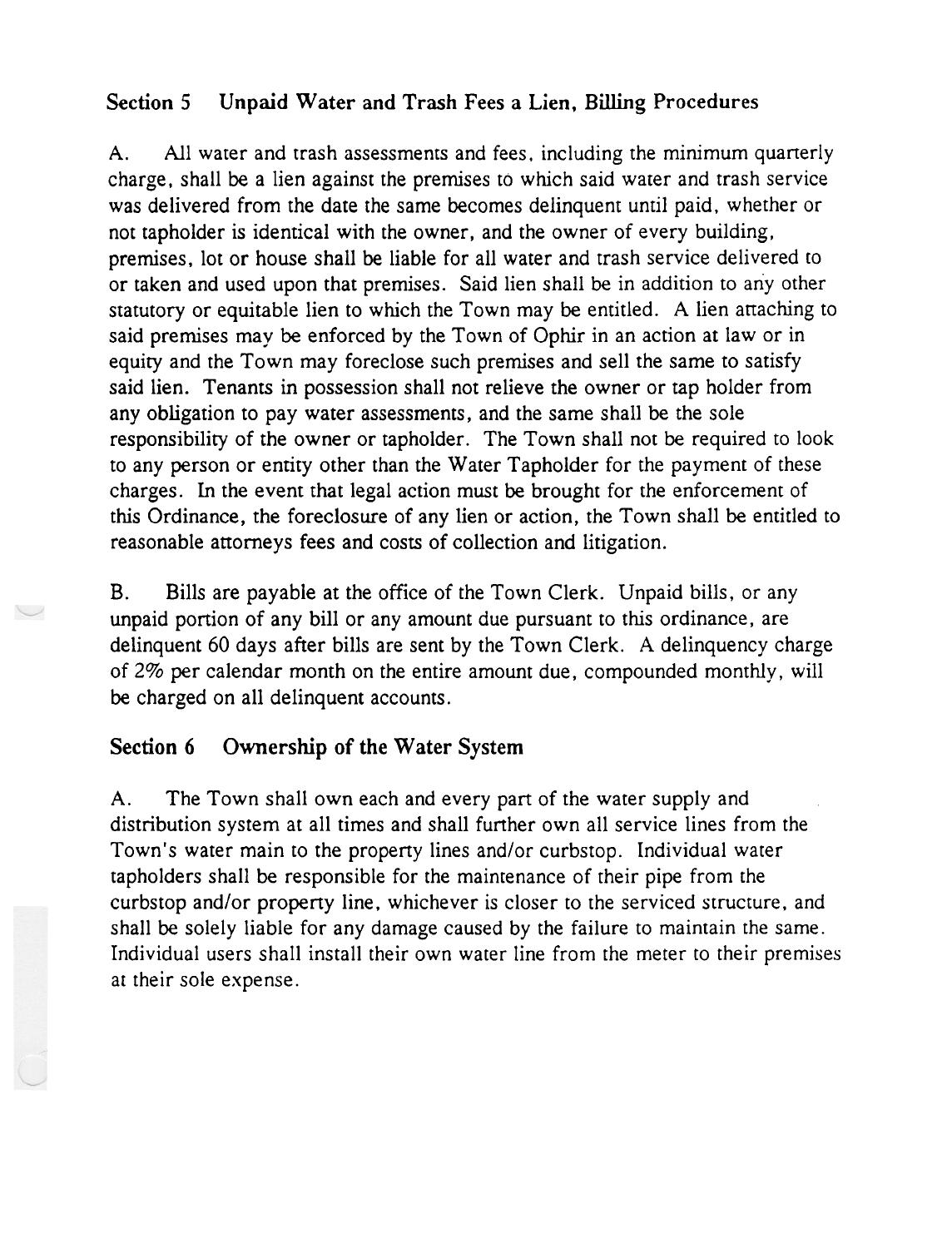## Section 5 Unpaid Water and Trash Fees a Lien, Billing Procedures

A. All water and trash assessments and fees, including the minimum quarterly charge, shall be a lien against the premises to which said water and trash service was delivered from the date the same becomes delinquent until paid, whether or not tapholder is identical with the owner, and the owner of every building, premises, lot or house shall be liable for all water and trash service delivered to or taken and used upon that premises. Said lien shall be in addition to any other statutory or equitable lien to which the Town may be entitled. A lien attaching to said premises may be enforced by the Town of Ophir in an action at law or in equity and the Town may foreclose such premises and sell the same to satisfy said lien. Tenants in possession shall not relieve the owner or tap holder from any obligation to pay water assessments, and the same shall be the sole responsibility of the owner or tapholder. The Town shall not be required to look to any person or entity other than the Water Tapholder for the payment of these charges. In the event that legal action must be brought for the enforcement of this Ordinance, the foreclosure of any lien or action, the Town shall be entitled to reasonable attorneys fees and costs of collection and litigation.

B. Bills are payable at the office of the Town Clerk. Unpaid bills, or any unpaid portion of any bill or any amount due pursuant to this ordinance, are delinquent 60 days after bills are sent by the Town Clerk. A delinquency charge of 2% per calendar month on the entire amount due, compounded monthly, will be charged on all delinquent accounts.

## Section 6 Ownership of the Water System

A. The Town shall own each and every part of the water supply and distribution system at all times and shall further own all service lines from the Town's water main to the property lines and/or curbstop. Individual water tapholders shall be responsible for the maintenance of their pipe from the curbstop and/or property line, whichever is closer to the serviced structure, and shall be solely liable for any damage caused by the failure to maintain the same. Individual users shall install their own water line from the meter to their premises at their sole expense.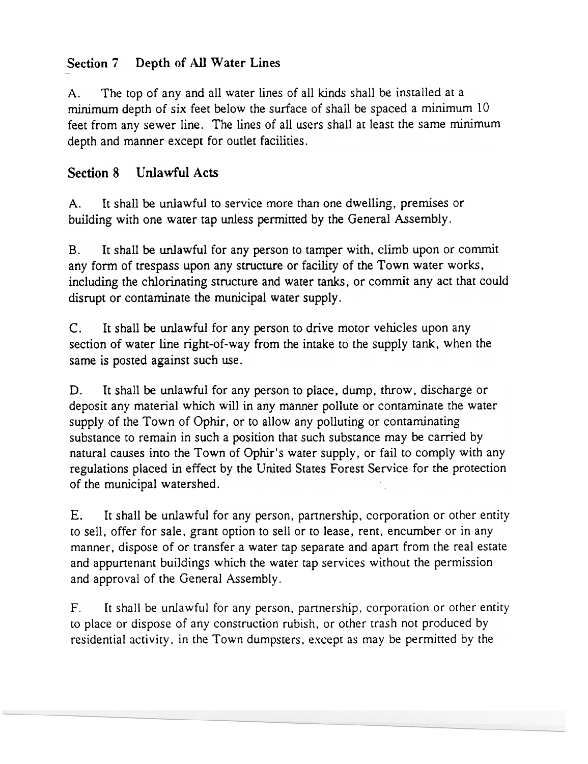## Section 7 Depth of All Water Lines

A. The top of any and all water lines of all kinds shall be installed at a minimum depth of six feet below the surface of shall be spaced a minimum 10 feet from any sewer line. The lines of all users shall at least the same minimum depth and manner except for outlet facilities.

## Section 8 Unlawful Acts

A. It shall be unlawful to service more than one dwelling, premises or building with one water tap unless permitted by the General Assembly.

B. It shall be unlawful for any person to tamper with, climb upon or commit any form of trespass upon any structure or facility of the Town water works, including the chlorinating structure and water tanks, or commit any act that could disrupt or contaminate the municipal water supply.

C. It shall be unlawful for any person to drive motor vehicles upon any section of water line right-of-way from the intake to the supply tank, when the same is posted against such use.

D. It shall be unlawful for any person to place, dump, throw, discharge or deposit any material which will in any manner pollute or contaminate the water supply of the Town of Ophir, or to allow any polluting or contaminating substance to remain in such a position that such substance may be carried by natural causes into the Town of Ophir's water supply, or fail to comply with any regulations placed in effect by the United States Forest Service for the protection of the municipal watershed.

E. It shall be unlawful for any person, partnership, corporation or other entity to sell, offer for sale, grant option to sell or to lease, rent, encumber or in any manner, dispose of or transfer a water tap separate and apart from the real estate and appurtenant buildings which the water tap services without the permission and approval of the General Assembly.

F. It shall be unlawful for any person, partnership, corporation or other entity to place or dispose of any construction rubish, or other trash not produced by residential activity, in the Town dumpsters, except as may be permitted by the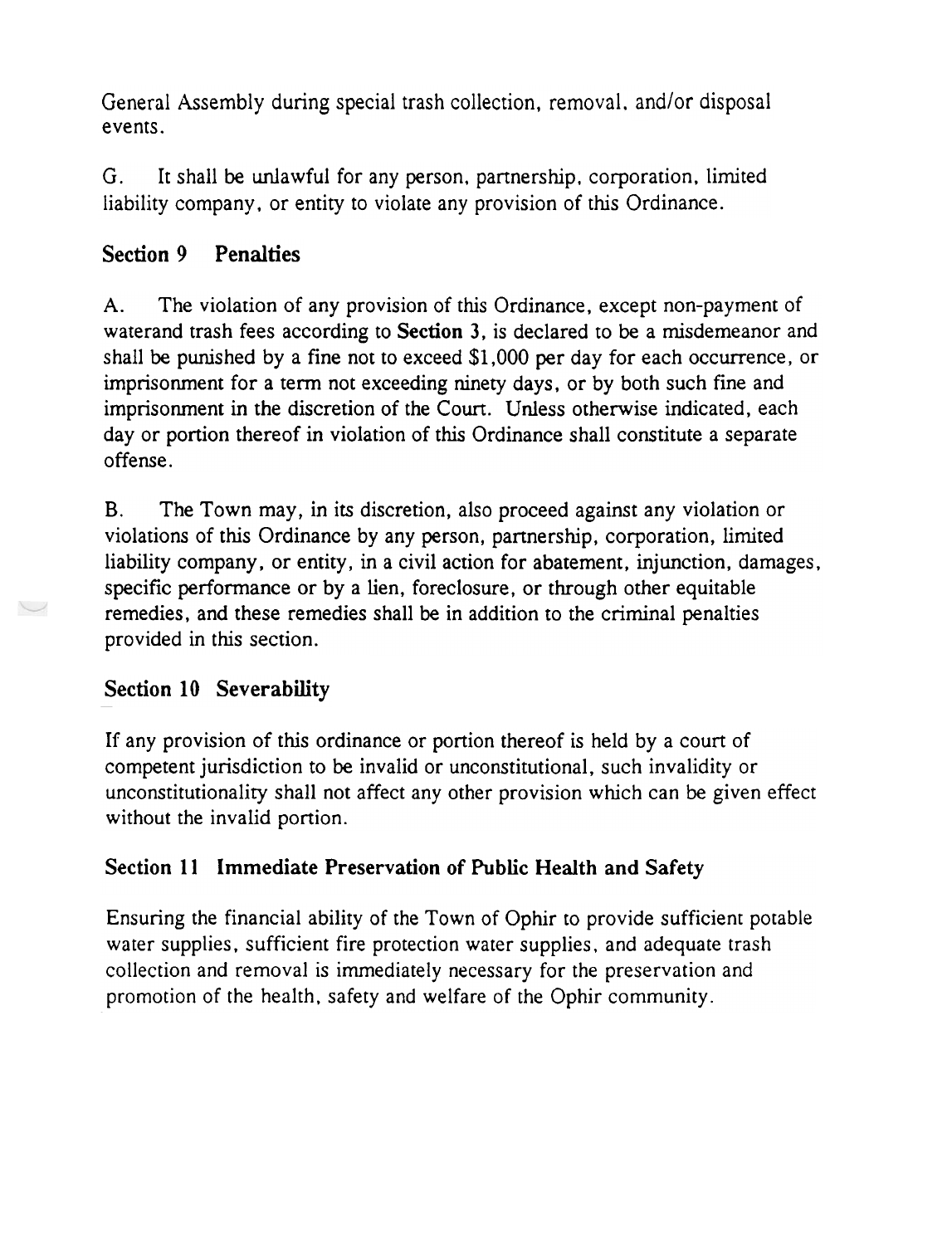General Assembly during special trash collection, removal, and/or disposal events.

G. It shall be unlawful for any person, partnership, corporation, limited liability company, or entity to violate any provision of this Ordinance.

## Section 9 Penalties

A. The violation of any provision of this Ordinance, except non-payment of waterand trash fees according to **Section 3**, is declared to be a misdemeanor and shall be punished by a fine not to exceed $1,000 per day for each occurrence, or imprisonment for a term not exceeding ninety days, or by both such fine and imprisonment in the discretion of the Court. Unless otherwise indicated, each day or portion thereof in violation of this Ordinance shall constitute a separate offense.

B. The Town may, in its discretion, also proceed against any violation or violations of this Ordinance by any person, partnership, corporation, limited liability company, or entity, in a civil action for abatement, injunction, damages, specific performance or by a lien, foreclosure, or through other equitable remedies, and these remedies shall be in addition to the criminal penalties provided in this section.

## Section 10 Severability

If any provision of this ordinance or portion thereof is held by a court of competent jurisdiction to be invalid or unconstitutional, such invalidity or unconstitutionality shall not affect any other provision which can be given effect without the invalid portion.

## Section 11 Immediate Preservation of Public Health and Safety

Ensuring the financial ability of the Town of Ophir to provide sufficient potable water supplies, sufficient fire protection water supplies, and adequate trash collection and removal is immediately necessary for the preservation and promotion of the health, safety and welfare of the Ophir community.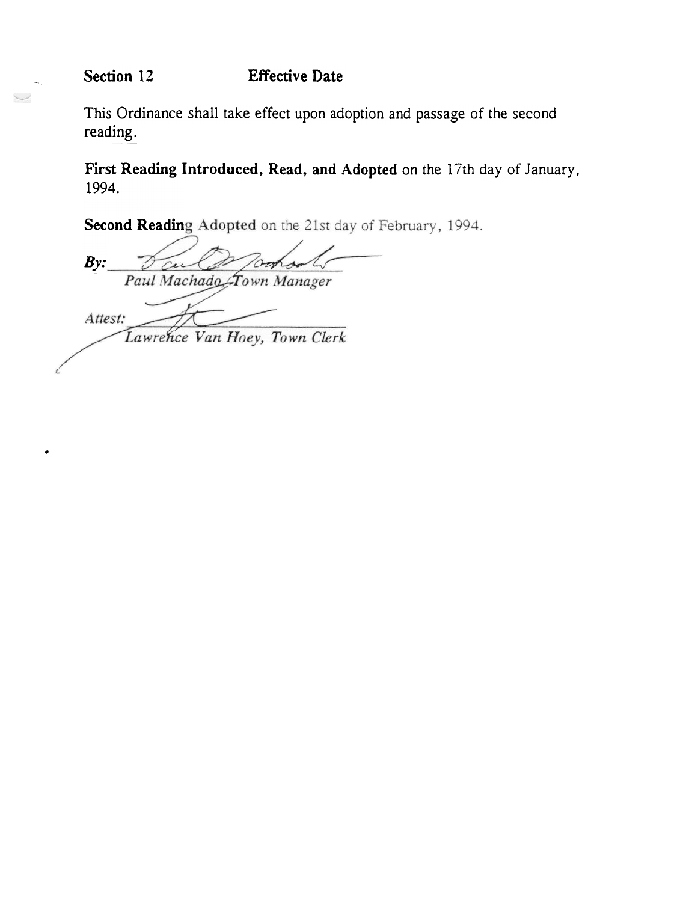**Section 12 Effective Date**

This Ordinance shall take effect upon adoption and passage of the second reading.

**First Reading Introduced, Read, and Adopted** on the 17th day of January, 1994.

**Second Reading Adopted** on the 21st day of February, 1994.

***By:*** ______________________________

*Paul Machado, Town Manager*

*Attest:* ______________________________

*Lawrence Van Hoey, Town Clerk*